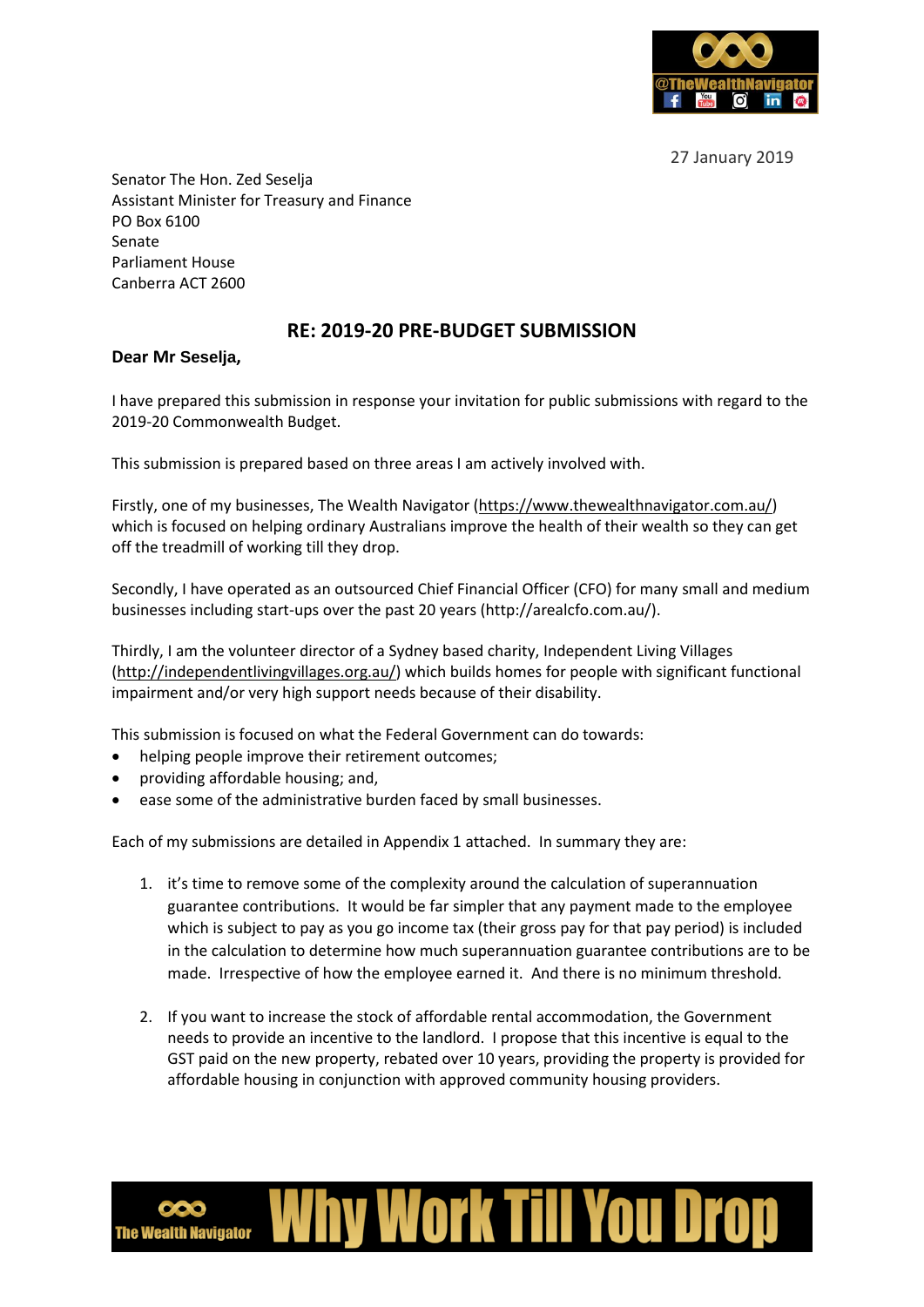27 January 2019

Senator The Hon. Zed Seselja
Assistant Minister for Treasury and Finance
PO Box 6100
Senate
Parliament House
Canberra ACT 2600

## RE: 2019-20 PRE-BUDGET SUBMISSION

**Dear Mr Seselja,**

I have prepared this submission in response your invitation for public submissions with regard to the 2019-20 Commonwealth Budget.

This submission is prepared based on three areas I am actively involved with.

Firstly, one of my businesses, The Wealth Navigator (https://www.thewealthnavigator.com.au/) which is focused on helping ordinary Australians improve the health of their wealth so they can get off the treadmill of working till they drop.

Secondly, I have operated as an outsourced Chief Financial Officer (CFO) for many small and medium businesses including start-ups over the past 20 years (http://arealcfo.com.au/).

Thirdly, I am the volunteer director of a Sydney based charity, Independent Living Villages (http://independentlivingvillages.org.au/) which builds homes for people with significant functional impairment and/or very high support needs because of their disability.

This submission is focused on what the Federal Government can do towards:

- helping people improve their retirement outcomes;
- providing affordable housing; and,
- ease some of the administrative burden faced by small businesses.

Each of my submissions are detailed in Appendix 1 attached. In summary they are:

1. it's time to remove some of the complexity around the calculation of superannuation guarantee contributions. It would be far simpler that any payment made to the employee which is subject to pay as you go income tax (their gross pay for that pay period) is included in the calculation to determine how much superannuation guarantee contributions are to be made. Irrespective of how the employee earned it. And there is no minimum threshold.

2. If you want to increase the stock of affordable rental accommodation, the Government needs to provide an incentive to the landlord. I propose that this incentive is equal to the GST paid on the new property, rebated over 10 years, providing the property is provided for affordable housing in conjunction with approved community housing providers.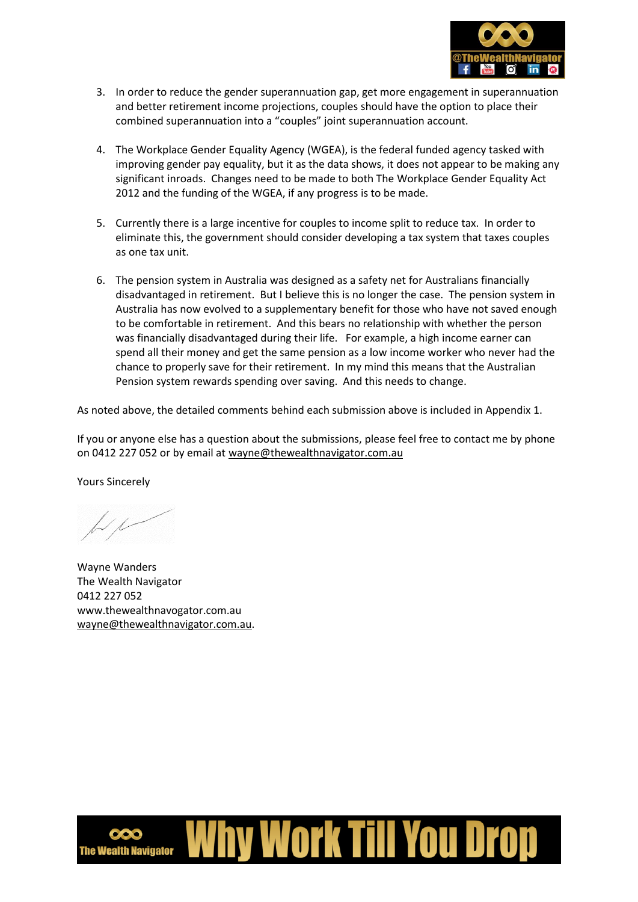3. In order to reduce the gender superannuation gap, get more engagement in superannuation and better retirement income projections, couples should have the option to place their combined superannuation into a "couples" joint superannuation account.

4. The Workplace Gender Equality Agency (WGEA), is the federal funded agency tasked with improving gender pay equality, but it as the data shows, it does not appear to be making any significant inroads. Changes need to be made to both The Workplace Gender Equality Act 2012 and the funding of the WGEA, if any progress is to be made.

5. Currently there is a large incentive for couples to income split to reduce tax. In order to eliminate this, the government should consider developing a tax system that taxes couples as one tax unit.

6. The pension system in Australia was designed as a safety net for Australians financially disadvantaged in retirement. But I believe this is no longer the case. The pension system in Australia has now evolved to a supplementary benefit for those who have not saved enough to be comfortable in retirement. And this bears no relationship with whether the person was financially disadvantaged during their life. For example, a high income earner can spend all their money and get the same pension as a low income worker who never had the chance to properly save for their retirement. In my mind this means that the Australian Pension system rewards spending over saving. And this needs to change.

As noted above, the detailed comments behind each submission above is included in Appendix 1.

If you or anyone else has a question about the submissions, please feel free to contact me by phone on 0412 227 052 or by email at wayne@thewealthnavigator.com.au

Yours Sincerely

Wayne Wanders
The Wealth Navigator
0412 227 052
www.thewealthnavogator.com.au
wayne@thewealthnavigator.com.au.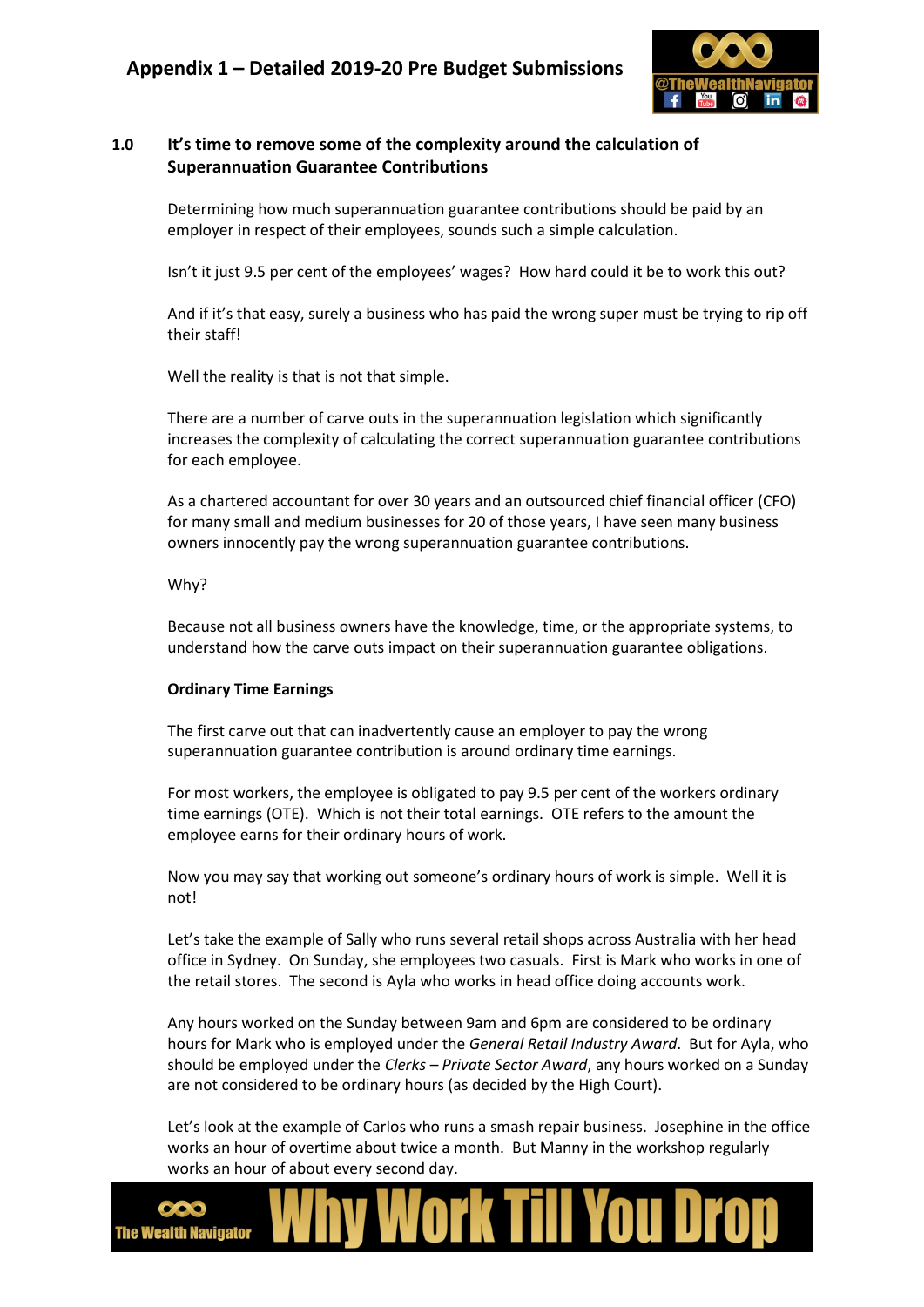# Appendix 1 – Detailed 2019-20 Pre Budget Submissions

## 1.0 It's time to remove some of the complexity around the calculation of Superannuation Guarantee Contributions

Determining how much superannuation guarantee contributions should be paid by an employer in respect of their employees, sounds such a simple calculation.

Isn't it just 9.5 per cent of the employees' wages? How hard could it be to work this out?

And if it's that easy, surely a business who has paid the wrong super must be trying to rip off their staff!

Well the reality is that is not that simple.

There are a number of carve outs in the superannuation legislation which significantly increases the complexity of calculating the correct superannuation guarantee contributions for each employee.

As a chartered accountant for over 30 years and an outsourced chief financial officer (CFO) for many small and medium businesses for 20 of those years, I have seen many business owners innocently pay the wrong superannuation guarantee contributions.

Why?

Because not all business owners have the knowledge, time, or the appropriate systems, to understand how the carve outs impact on their superannuation guarantee obligations.

**Ordinary Time Earnings**

The first carve out that can inadvertently cause an employer to pay the wrong superannuation guarantee contribution is around ordinary time earnings.

For most workers, the employee is obligated to pay 9.5 per cent of the workers ordinary time earnings (OTE). Which is not their total earnings. OTE refers to the amount the employee earns for their ordinary hours of work.

Now you may say that working out someone's ordinary hours of work is simple. Well it is not!

Let's take the example of Sally who runs several retail shops across Australia with her head office in Sydney. On Sunday, she employees two casuals. First is Mark who works in one of the retail stores. The second is Ayla who works in head office doing accounts work.

Any hours worked on the Sunday between 9am and 6pm are considered to be ordinary hours for Mark who is employed under the *General Retail Industry Award*. But for Ayla, who should be employed under the *Clerks – Private Sector Award*, any hours worked on a Sunday are not considered to be ordinary hours (as decided by the High Court).

Let's look at the example of Carlos who runs a smash repair business. Josephine in the office works an hour of overtime about twice a month. But Manny in the workshop regularly works an hour of about every second day.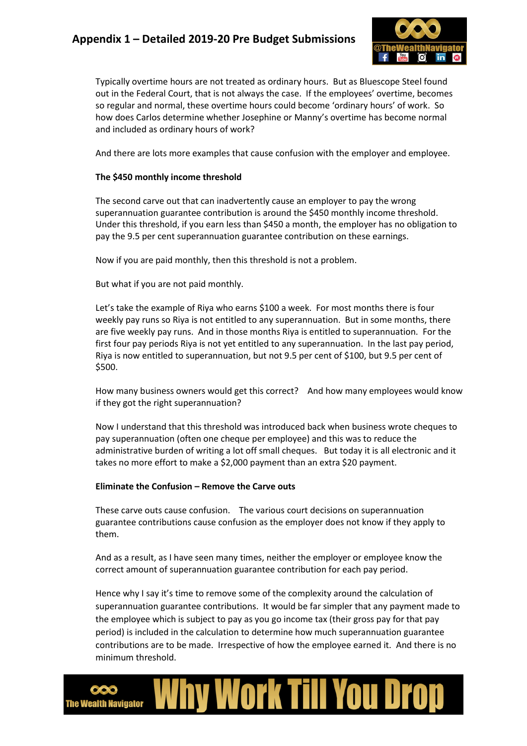Typically overtime hours are not treated as ordinary hours. But as Bluescope Steel found out in the Federal Court, that is not always the case. If the employees' overtime, becomes so regular and normal, these overtime hours could become 'ordinary hours' of work. So how does Carlos determine whether Josephine or Manny's overtime has become normal and included as ordinary hours of work?

And there are lots more examples that cause confusion with the employer and employee.

**The $450 monthly income threshold**

The second carve out that can inadvertently cause an employer to pay the wrong superannuation guarantee contribution is around the $450 monthly income threshold. Under this threshold, if you earn less than $450 a month, the employer has no obligation to pay the 9.5 per cent superannuation guarantee contribution on these earnings.

Now if you are paid monthly, then this threshold is not a problem.

But what if you are not paid monthly.

Let's take the example of Riya who earns $100 a week. For most months there is four weekly pay runs so Riya is not entitled to any superannuation. But in some months, there are five weekly pay runs. And in those months Riya is entitled to superannuation. For the first four pay periods Riya is not yet entitled to any superannuation. In the last pay period, Riya is now entitled to superannuation, but not 9.5 per cent of $100, but 9.5 per cent of $500.

How many business owners would get this correct? And how many employees would know if they got the right superannuation?

Now I understand that this threshold was introduced back when business wrote cheques to pay superannuation (often one cheque per employee) and this was to reduce the administrative burden of writing a lot off small cheques. But today it is all electronic and it takes no more effort to make a $2,000 payment than an extra $20 payment.

**Eliminate the Confusion – Remove the Carve outs**

These carve outs cause confusion. The various court decisions on superannuation guarantee contributions cause confusion as the employer does not know if they apply to them.

And as a result, as I have seen many times, neither the employer or employee know the correct amount of superannuation guarantee contribution for each pay period.

Hence why I say it's time to remove some of the complexity around the calculation of superannuation guarantee contributions. It would be far simpler that any payment made to the employee which is subject to pay as you go income tax (their gross pay for that pay period) is included in the calculation to determine how much superannuation guarantee contributions are to be made. Irrespective of how the employee earned it. And there is no minimum threshold.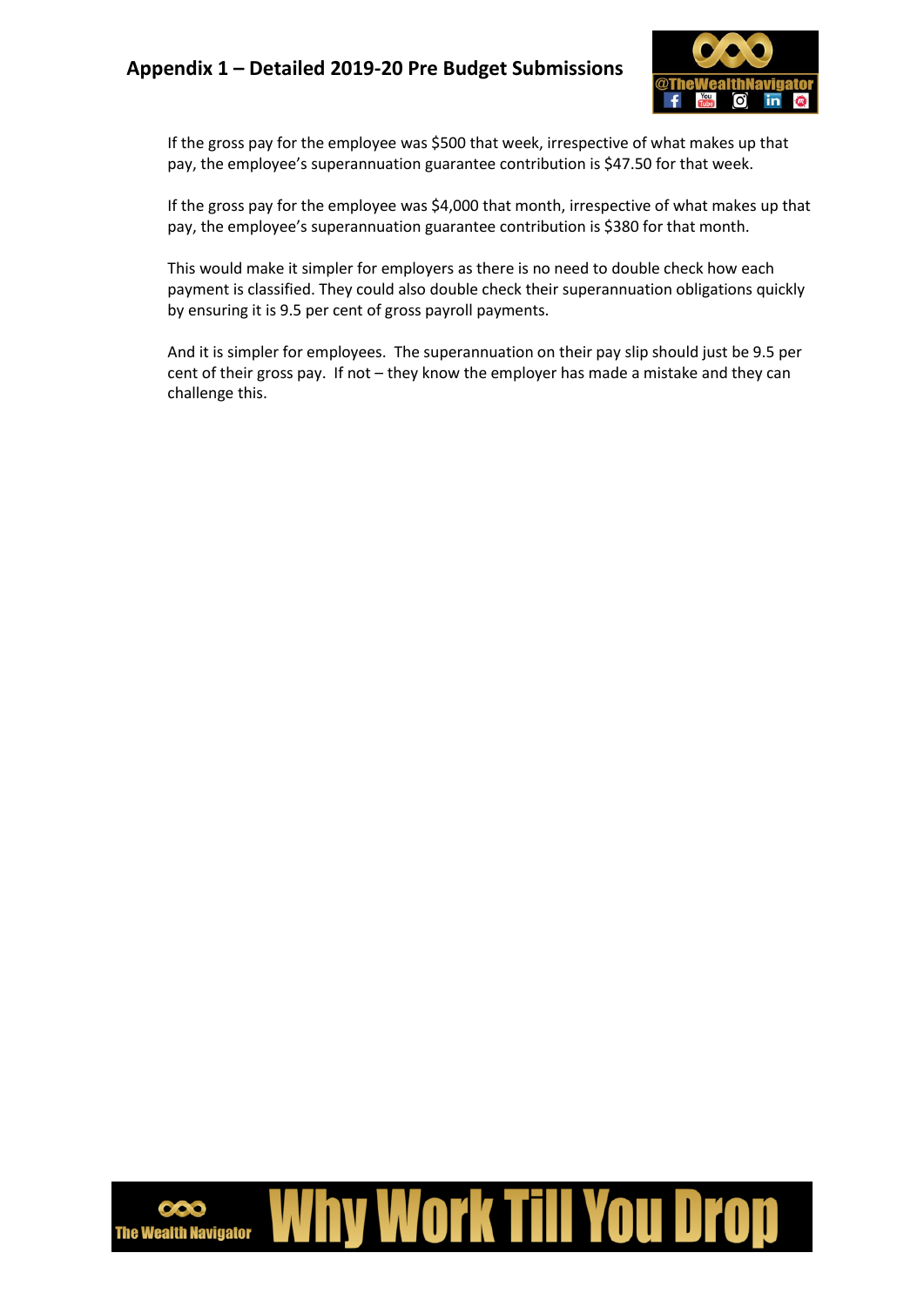If the gross pay for the employee was $500 that week, irrespective of what makes up that pay, the employee's superannuation guarantee contribution is $47.50 for that week.

If the gross pay for the employee was $4,000 that month, irrespective of what makes up that pay, the employee's superannuation guarantee contribution is $380 for that month.

This would make it simpler for employers as there is no need to double check how each payment is classified. They could also double check their superannuation obligations quickly by ensuring it is 9.5 per cent of gross payroll payments.

And it is simpler for employees. The superannuation on their pay slip should just be 9.5 per cent of their gross pay. If not – they know the employer has made a mistake and they can challenge this.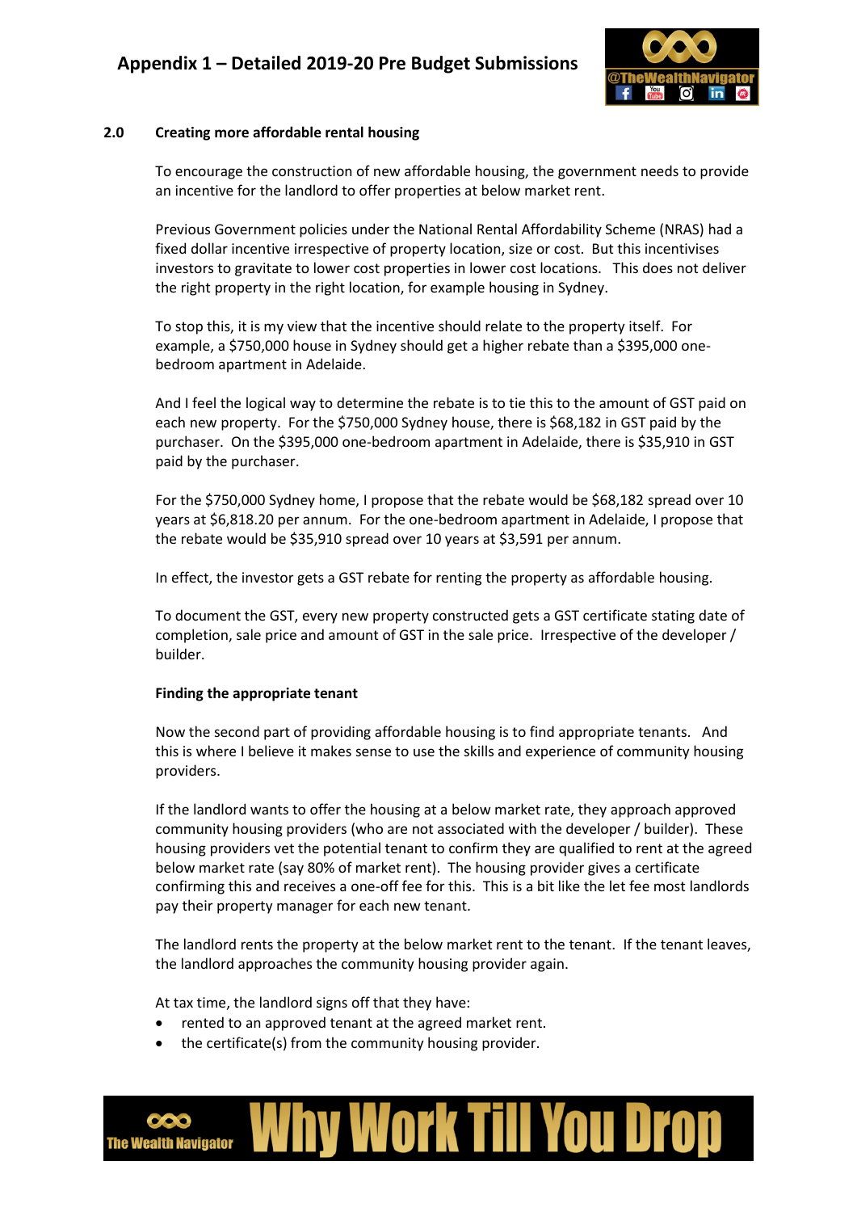## 2.0 Creating more affordable rental housing

To encourage the construction of new affordable housing, the government needs to provide an incentive for the landlord to offer properties at below market rent.

Previous Government policies under the National Rental Affordability Scheme (NRAS) had a fixed dollar incentive irrespective of property location, size or cost. But this incentivises investors to gravitate to lower cost properties in lower cost locations. This does not deliver the right property in the right location, for example housing in Sydney.

To stop this, it is my view that the incentive should relate to the property itself. For example, a $750,000 house in Sydney should get a higher rebate than a $395,000 one-bedroom apartment in Adelaide.

And I feel the logical way to determine the rebate is to tie this to the amount of GST paid on each new property. For the $750,000 Sydney house, there is $68,182 in GST paid by the purchaser. On the $395,000 one-bedroom apartment in Adelaide, there is $35,910 in GST paid by the purchaser.

For the $750,000 Sydney home, I propose that the rebate would be $68,182 spread over 10 years at $6,818.20 per annum. For the one-bedroom apartment in Adelaide, I propose that the rebate would be $35,910 spread over 10 years at $3,591 per annum.

In effect, the investor gets a GST rebate for renting the property as affordable housing.

To document the GST, every new property constructed gets a GST certificate stating date of completion, sale price and amount of GST in the sale price. Irrespective of the developer / builder.

**Finding the appropriate tenant**

Now the second part of providing affordable housing is to find appropriate tenants. And this is where I believe it makes sense to use the skills and experience of community housing providers.

If the landlord wants to offer the housing at a below market rate, they approach approved community housing providers (who are not associated with the developer / builder). These housing providers vet the potential tenant to confirm they are qualified to rent at the agreed below market rate (say 80% of market rent). The housing provider gives a certificate confirming this and receives a one-off fee for this. This is a bit like the let fee most landlords pay their property manager for each new tenant.

The landlord rents the property at the below market rent to the tenant. If the tenant leaves, the landlord approaches the community housing provider again.

At tax time, the landlord signs off that they have:

- rented to an approved tenant at the agreed market rent.
- the certificate(s) from the community housing provider.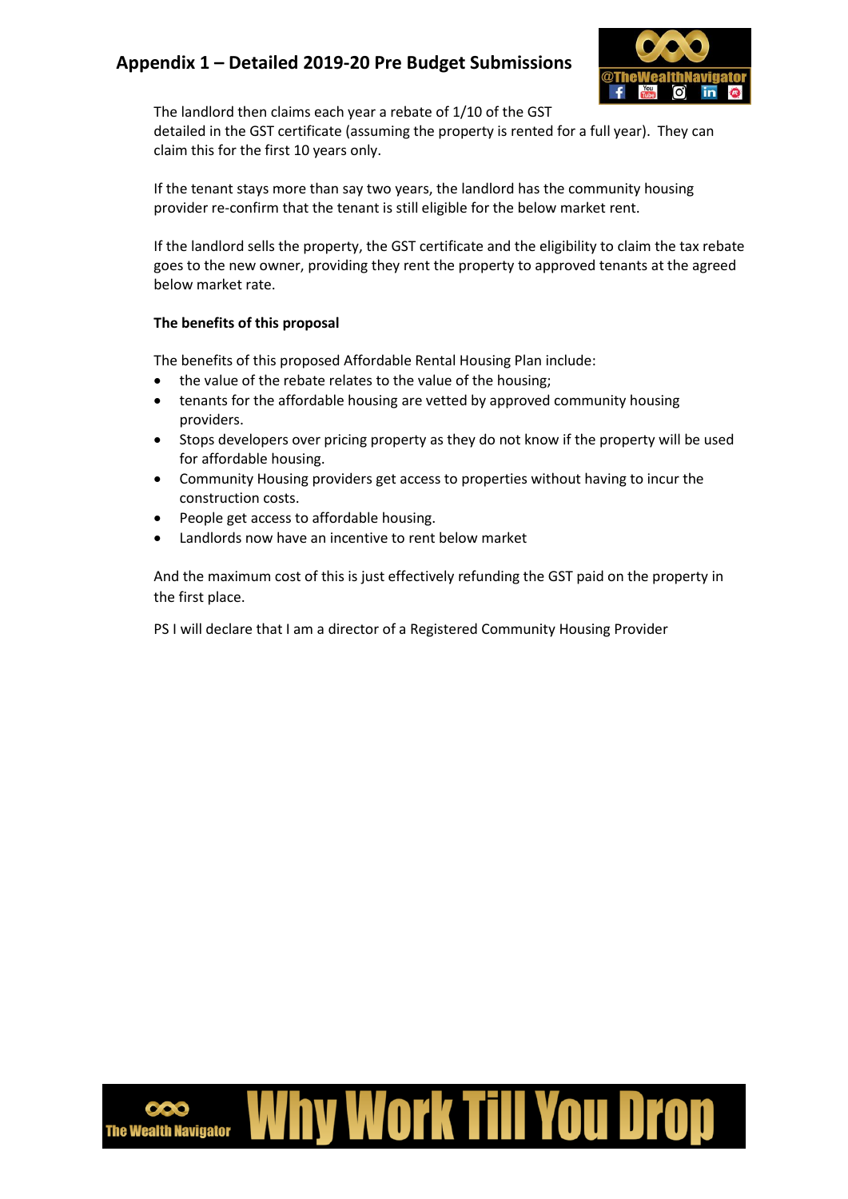The landlord then claims each year a rebate of 1/10 of the GST detailed in the GST certificate (assuming the property is rented for a full year). They can claim this for the first 10 years only.

If the tenant stays more than say two years, the landlord has the community housing provider re-confirm that the tenant is still eligible for the below market rent.

If the landlord sells the property, the GST certificate and the eligibility to claim the tax rebate goes to the new owner, providing they rent the property to approved tenants at the agreed below market rate.

**The benefits of this proposal**

The benefits of this proposed Affordable Rental Housing Plan include:

- the value of the rebate relates to the value of the housing;
- tenants for the affordable housing are vetted by approved community housing providers.
- Stops developers over pricing property as they do not know if the property will be used for affordable housing.
- Community Housing providers get access to properties without having to incur the construction costs.
- People get access to affordable housing.
- Landlords now have an incentive to rent below market

And the maximum cost of this is just effectively refunding the GST paid on the property in the first place.

PS I will declare that I am a director of a Registered Community Housing Provider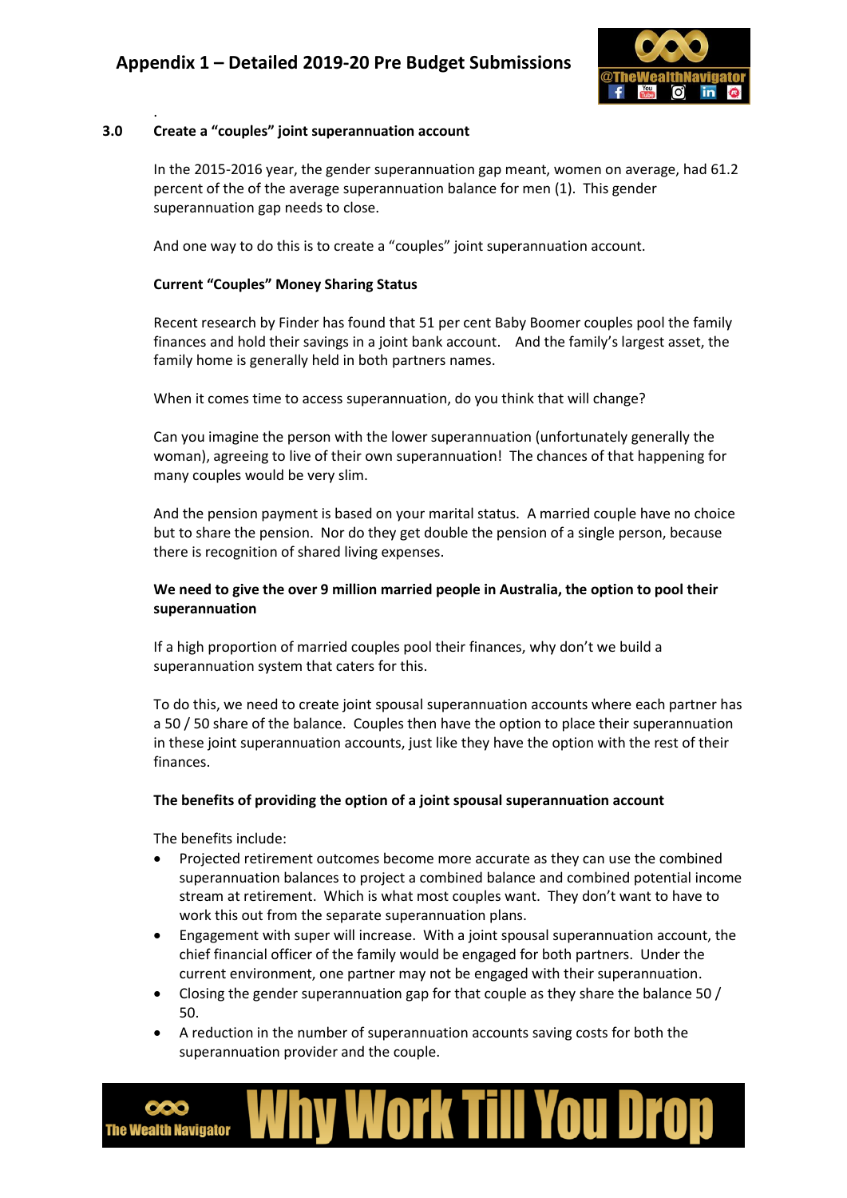## 3.0 Create a "couples" joint superannuation account

In the 2015-2016 year, the gender superannuation gap meant, women on average, had 61.2 percent of the of the average superannuation balance for men (1). This gender superannuation gap needs to close.

And one way to do this is to create a "couples" joint superannuation account.

### Current "Couples" Money Sharing Status

Recent research by Finder has found that 51 per cent Baby Boomer couples pool the family finances and hold their savings in a joint bank account. And the family's largest asset, the family home is generally held in both partners names.

When it comes time to access superannuation, do you think that will change?

Can you imagine the person with the lower superannuation (unfortunately generally the woman), agreeing to live of their own superannuation! The chances of that happening for many couples would be very slim.

And the pension payment is based on your marital status. A married couple have no choice but to share the pension. Nor do they get double the pension of a single person, because there is recognition of shared living expenses.

### We need to give the over 9 million married people in Australia, the option to pool their superannuation

If a high proportion of married couples pool their finances, why don't we build a superannuation system that caters for this.

To do this, we need to create joint spousal superannuation accounts where each partner has a 50 / 50 share of the balance. Couples then have the option to place their superannuation in these joint superannuation accounts, just like they have the option with the rest of their finances.

### The benefits of providing the option of a joint spousal superannuation account

The benefits include:

- Projected retirement outcomes become more accurate as they can use the combined superannuation balances to project a combined balance and combined potential income stream at retirement. Which is what most couples want. They don't want to have to work this out from the separate superannuation plans.
- Engagement with super will increase. With a joint spousal superannuation account, the chief financial officer of the family would be engaged for both partners. Under the current environment, one partner may not be engaged with their superannuation.
- Closing the gender superannuation gap for that couple as they share the balance 50 / 50.
- A reduction in the number of superannuation accounts saving costs for both the superannuation provider and the couple.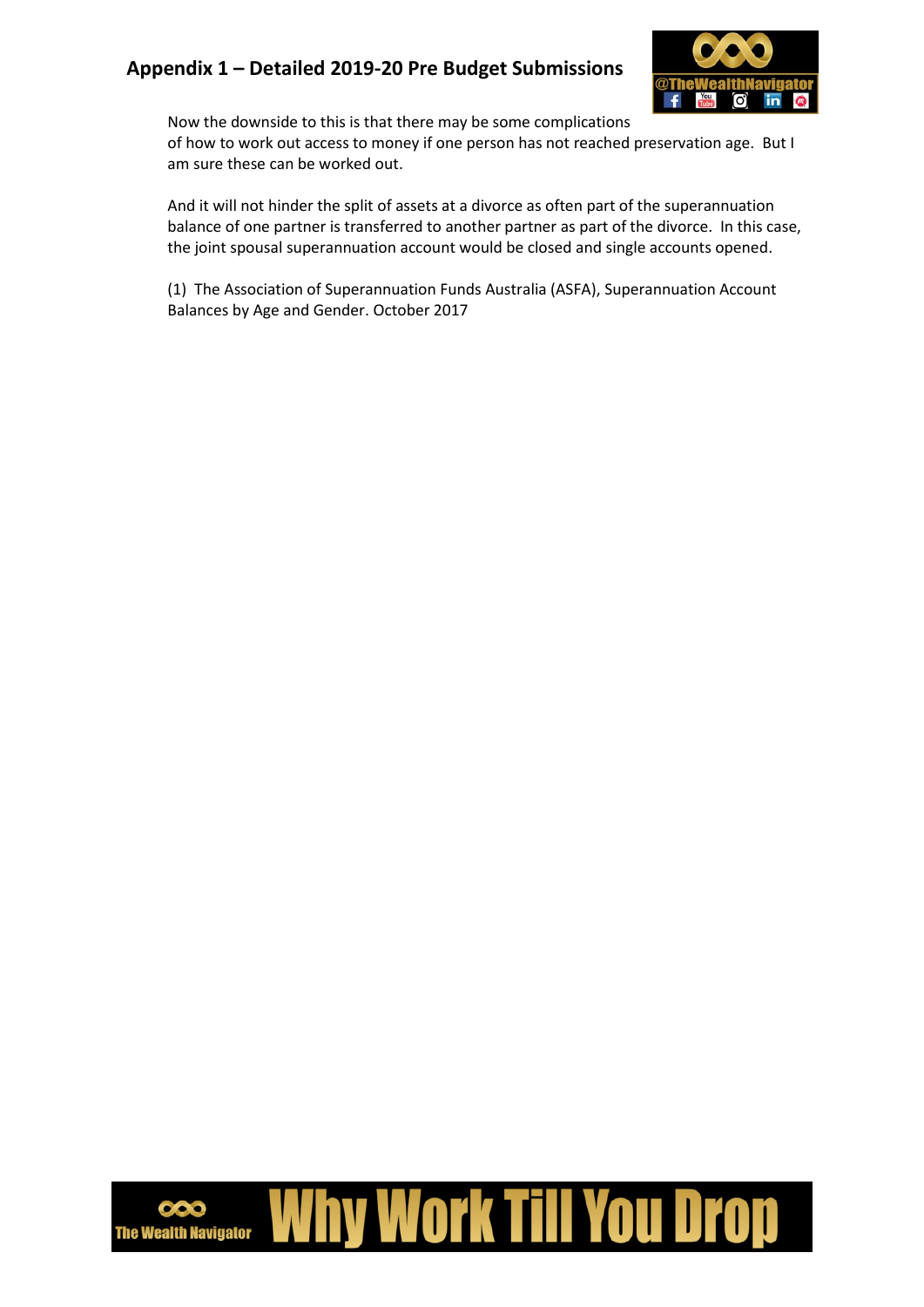Now the downside to this is that there may be some complications of how to work out access to money if one person has not reached preservation age. But I am sure these can be worked out.

And it will not hinder the split of assets at a divorce as often part of the superannuation balance of one partner is transferred to another partner as part of the divorce. In this case, the joint spousal superannuation account would be closed and single accounts opened.

(1) The Association of Superannuation Funds Australia (ASFA), Superannuation Account Balances by Age and Gender. October 2017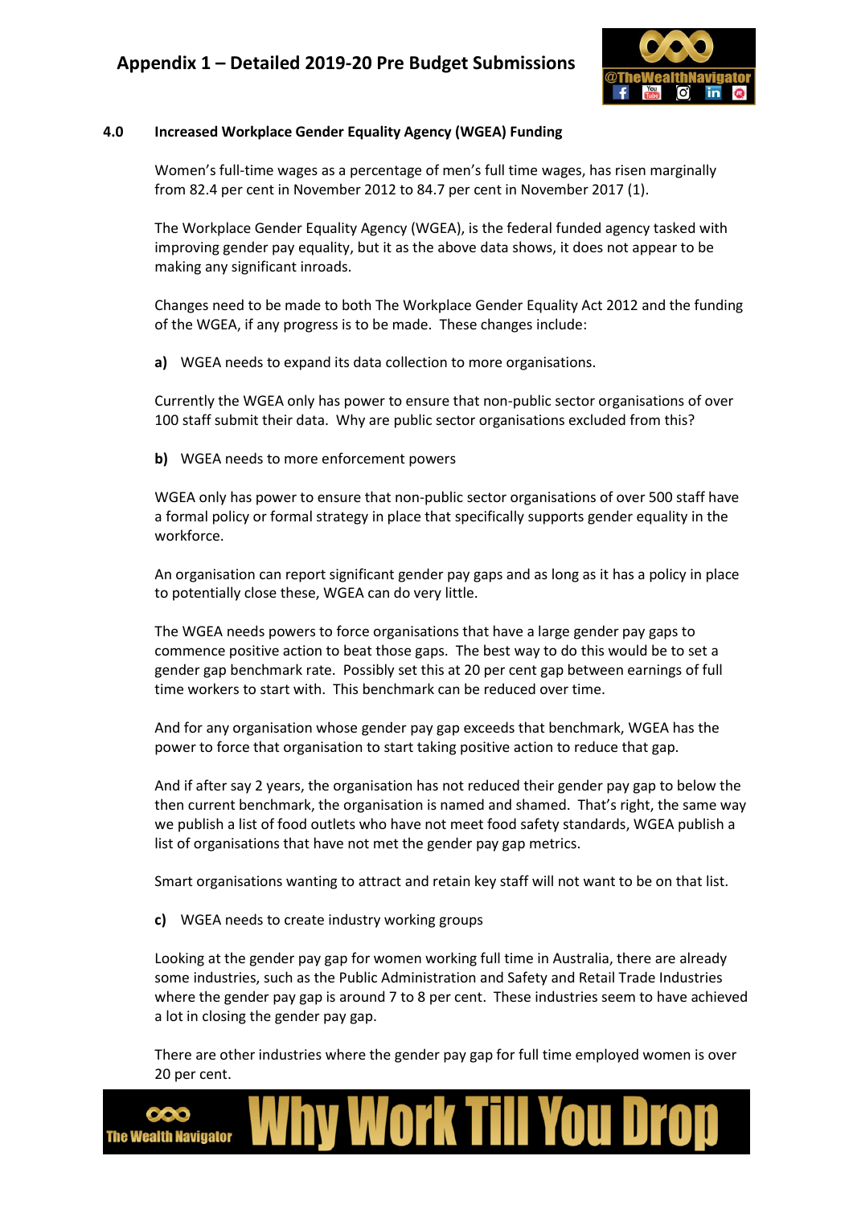## 4.0 Increased Workplace Gender Equality Agency (WGEA) Funding

Women's full-time wages as a percentage of men's full time wages, has risen marginally from 82.4 per cent in November 2012 to 84.7 per cent in November 2017 (1).

The Workplace Gender Equality Agency (WGEA), is the federal funded agency tasked with improving gender pay equality, but it as the above data shows, it does not appear to be making any significant inroads.

Changes need to be made to both The Workplace Gender Equality Act 2012 and the funding of the WGEA, if any progress is to be made. These changes include:

**a)** WGEA needs to expand its data collection to more organisations.

Currently the WGEA only has power to ensure that non-public sector organisations of over 100 staff submit their data. Why are public sector organisations excluded from this?

**b)** WGEA needs to more enforcement powers

WGEA only has power to ensure that non-public sector organisations of over 500 staff have a formal policy or formal strategy in place that specifically supports gender equality in the workforce.

An organisation can report significant gender pay gaps and as long as it has a policy in place to potentially close these, WGEA can do very little.

The WGEA needs powers to force organisations that have a large gender pay gaps to commence positive action to beat those gaps. The best way to do this would be to set a gender gap benchmark rate. Possibly set this at 20 per cent gap between earnings of full time workers to start with. This benchmark can be reduced over time.

And for any organisation whose gender pay gap exceeds that benchmark, WGEA has the power to force that organisation to start taking positive action to reduce that gap.

And if after say 2 years, the organisation has not reduced their gender pay gap to below the then current benchmark, the organisation is named and shamed. That's right, the same way we publish a list of food outlets who have not meet food safety standards, WGEA publish a list of organisations that have not met the gender pay gap metrics.

Smart organisations wanting to attract and retain key staff will not want to be on that list.

**c)** WGEA needs to create industry working groups

Looking at the gender pay gap for women working full time in Australia, there are already some industries, such as the Public Administration and Safety and Retail Trade Industries where the gender pay gap is around 7 to 8 per cent. These industries seem to have achieved a lot in closing the gender pay gap.

There are other industries where the gender pay gap for full time employed women is over 20 per cent.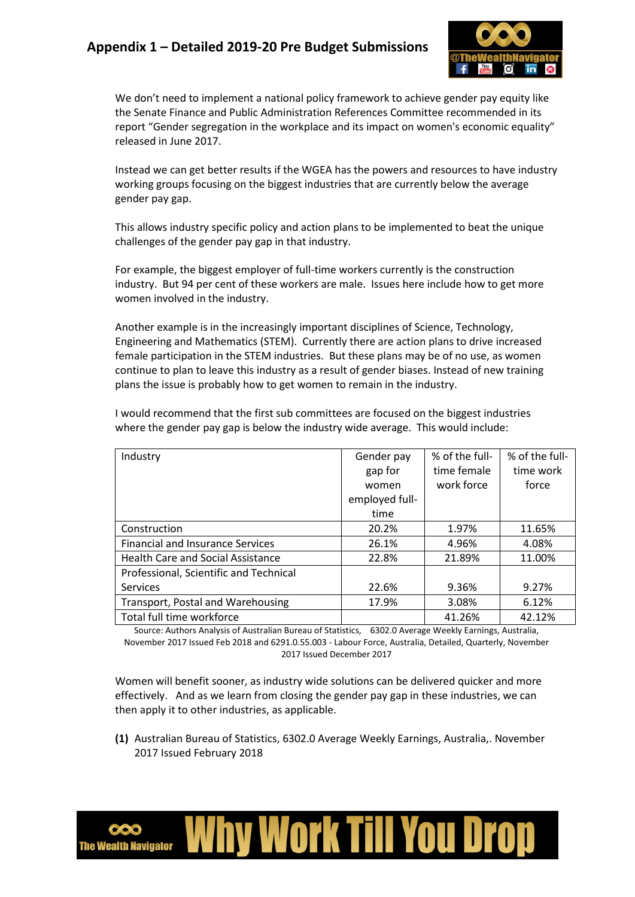# Appendix 1 – Detailed 2019-20 Pre Budget Submissions

We don't need to implement a national policy framework to achieve gender pay equity like the Senate Finance and Public Administration References Committee recommended in its report "Gender segregation in the workplace and its impact on women's economic equality" released in June 2017.

Instead we can get better results if the WGEA has the powers and resources to have industry working groups focusing on the biggest industries that are currently below the average gender pay gap.

This allows industry specific policy and action plans to be implemented to beat the unique challenges of the gender pay gap in that industry.

For example, the biggest employer of full-time workers currently is the construction industry. But 94 per cent of these workers are male. Issues here include how to get more women involved in the industry.

Another example is in the increasingly important disciplines of Science, Technology, Engineering and Mathematics (STEM). Currently there are action plans to drive increased female participation in the STEM industries. But these plans may be of no use, as women continue to plan to leave this industry as a result of gender biases. Instead of new training plans the issue is probably how to get women to remain in the industry.

I would recommend that the first sub committees are focused on the biggest industries where the gender pay gap is below the industry wide average. This would include:

| Industry | Gender pay gap for women employed full-time | % of the full-time female work force | % of the full-time work force |
|---|---|---|---|
| Construction | 20.2% | 1.97% | 11.65% |
| Financial and Insurance Services | 26.1% | 4.96% | 4.08% |
| Health Care and Social Assistance | 22.8% | 21.89% | 11.00% |
| Professional, Scientific and Technical Services | 22.6% | 9.36% | 9.27% |
| Transport, Postal and Warehousing | 17.9% | 3.08% | 6.12% |
| Total full time workforce | | 41.26% | 42.12% |

Source: Authors Analysis of Australian Bureau of Statistics, 6302.0 Average Weekly Earnings, Australia, November 2017 Issued Feb 2018 and 6291.0.55.003 - Labour Force, Australia, Detailed, Quarterly, November 2017 Issued December 2017

Women will benefit sooner, as industry wide solutions can be delivered quicker and more effectively. And as we learn from closing the gender pay gap in these industries, we can then apply it to other industries, as applicable.

**(1)** Australian Bureau of Statistics, 6302.0 Average Weekly Earnings, Australia,. November 2017 Issued February 2018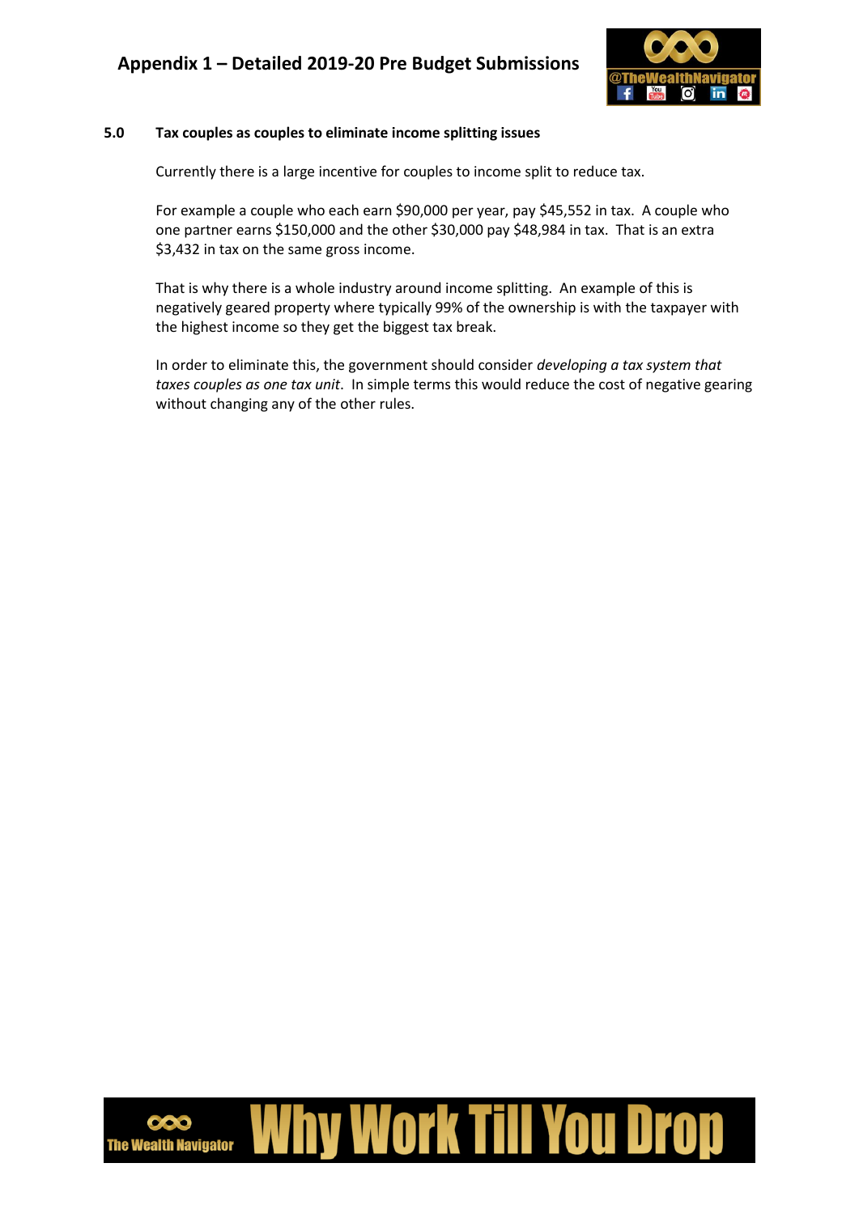### 5.0 Tax couples as couples to eliminate income splitting issues

Currently there is a large incentive for couples to income split to reduce tax.

For example a couple who each earn $90,000 per year, pay $45,552 in tax. A couple who one partner earns $150,000 and the other $30,000 pay $48,984 in tax. That is an extra $3,432 in tax on the same gross income.

That is why there is a whole industry around income splitting. An example of this is negatively geared property where typically 99% of the ownership is with the taxpayer with the highest income so they get the biggest tax break.

In order to eliminate this, the government should consider *developing a tax system that taxes couples as one tax unit*. In simple terms this would reduce the cost of negative gearing without changing any of the other rules.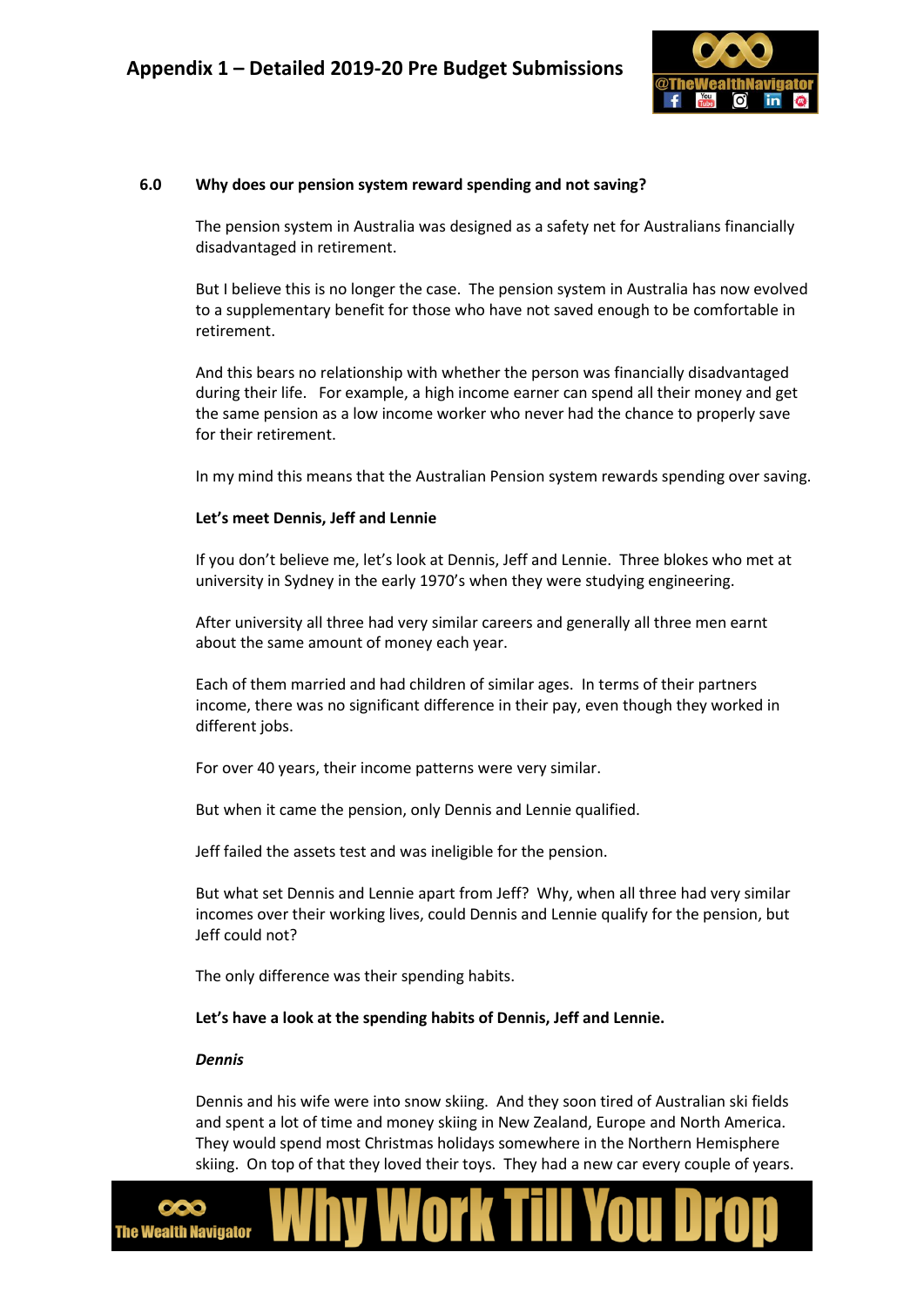## 6.0 Why does our pension system reward spending and not saving?

The pension system in Australia was designed as a safety net for Australians financially disadvantaged in retirement.

But I believe this is no longer the case. The pension system in Australia has now evolved to a supplementary benefit for those who have not saved enough to be comfortable in retirement.

And this bears no relationship with whether the person was financially disadvantaged during their life. For example, a high income earner can spend all their money and get the same pension as a low income worker who never had the chance to properly save for their retirement.

In my mind this means that the Australian Pension system rewards spending over saving.

**Let's meet Dennis, Jeff and Lennie**

If you don't believe me, let's look at Dennis, Jeff and Lennie. Three blokes who met at university in Sydney in the early 1970's when they were studying engineering.

After university all three had very similar careers and generally all three men earnt about the same amount of money each year.

Each of them married and had children of similar ages. In terms of their partners income, there was no significant difference in their pay, even though they worked in different jobs.

For over 40 years, their income patterns were very similar.

But when it came the pension, only Dennis and Lennie qualified.

Jeff failed the assets test and was ineligible for the pension.

But what set Dennis and Lennie apart from Jeff? Why, when all three had very similar incomes over their working lives, could Dennis and Lennie qualify for the pension, but Jeff could not?

The only difference was their spending habits.

**Let's have a look at the spending habits of Dennis, Jeff and Lennie.**

***Dennis***

Dennis and his wife were into snow skiing. And they soon tired of Australian ski fields and spent a lot of time and money skiing in New Zealand, Europe and North America. They would spend most Christmas holidays somewhere in the Northern Hemisphere skiing. On top of that they loved their toys. They had a new car every couple of years.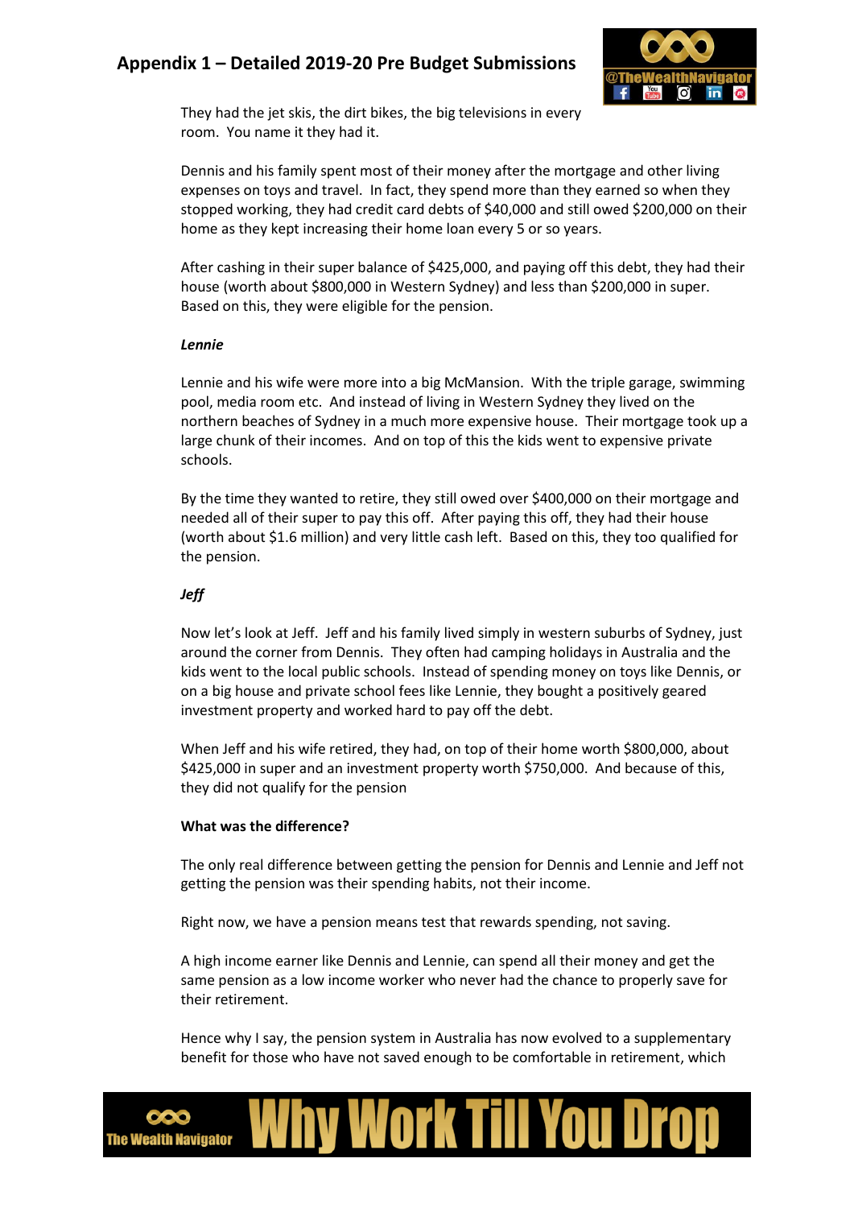They had the jet skis, the dirt bikes, the big televisions in every room. You name it they had it.

Dennis and his family spent most of their money after the mortgage and other living expenses on toys and travel. In fact, they spend more than they earned so when they stopped working, they had credit card debts of $40,000 and still owed $200,000 on their home as they kept increasing their home loan every 5 or so years.

After cashing in their super balance of $425,000, and paying off this debt, they had their house (worth about $800,000 in Western Sydney) and less than $200,000 in super. Based on this, they were eligible for the pension.

***Lennie***

Lennie and his wife were more into a big McMansion. With the triple garage, swimming pool, media room etc. And instead of living in Western Sydney they lived on the northern beaches of Sydney in a much more expensive house. Their mortgage took up a large chunk of their incomes. And on top of this the kids went to expensive private schools.

By the time they wanted to retire, they still owed over $400,000 on their mortgage and needed all of their super to pay this off. After paying this off, they had their house (worth about $1.6 million) and very little cash left. Based on this, they too qualified for the pension.

***Jeff***

Now let's look at Jeff. Jeff and his family lived simply in western suburbs of Sydney, just around the corner from Dennis. They often had camping holidays in Australia and the kids went to the local public schools. Instead of spending money on toys like Dennis, or on a big house and private school fees like Lennie, they bought a positively geared investment property and worked hard to pay off the debt.

When Jeff and his wife retired, they had, on top of their home worth $800,000, about $425,000 in super and an investment property worth $750,000. And because of this, they did not qualify for the pension

**What was the difference?**

The only real difference between getting the pension for Dennis and Lennie and Jeff not getting the pension was their spending habits, not their income.

Right now, we have a pension means test that rewards spending, not saving.

A high income earner like Dennis and Lennie, can spend all their money and get the same pension as a low income worker who never had the chance to properly save for their retirement.

Hence why I say, the pension system in Australia has now evolved to a supplementary benefit for those who have not saved enough to be comfortable in retirement, which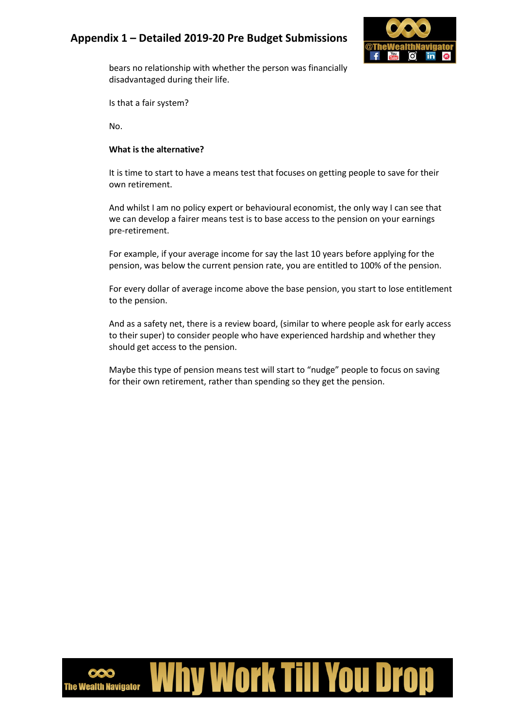bears no relationship with whether the person was financially disadvantaged during their life.

Is that a fair system?

No.

**What is the alternative?**

It is time to start to have a means test that focuses on getting people to save for their own retirement.

And whilst I am no policy expert or behavioural economist, the only way I can see that we can develop a fairer means test is to base access to the pension on your earnings pre-retirement.

For example, if your average income for say the last 10 years before applying for the pension, was below the current pension rate, you are entitled to 100% of the pension.

For every dollar of average income above the base pension, you start to lose entitlement to the pension.

And as a safety net, there is a review board, (similar to where people ask for early access to their super) to consider people who have experienced hardship and whether they should get access to the pension.

Maybe this type of pension means test will start to "nudge" people to focus on saving for their own retirement, rather than spending so they get the pension.